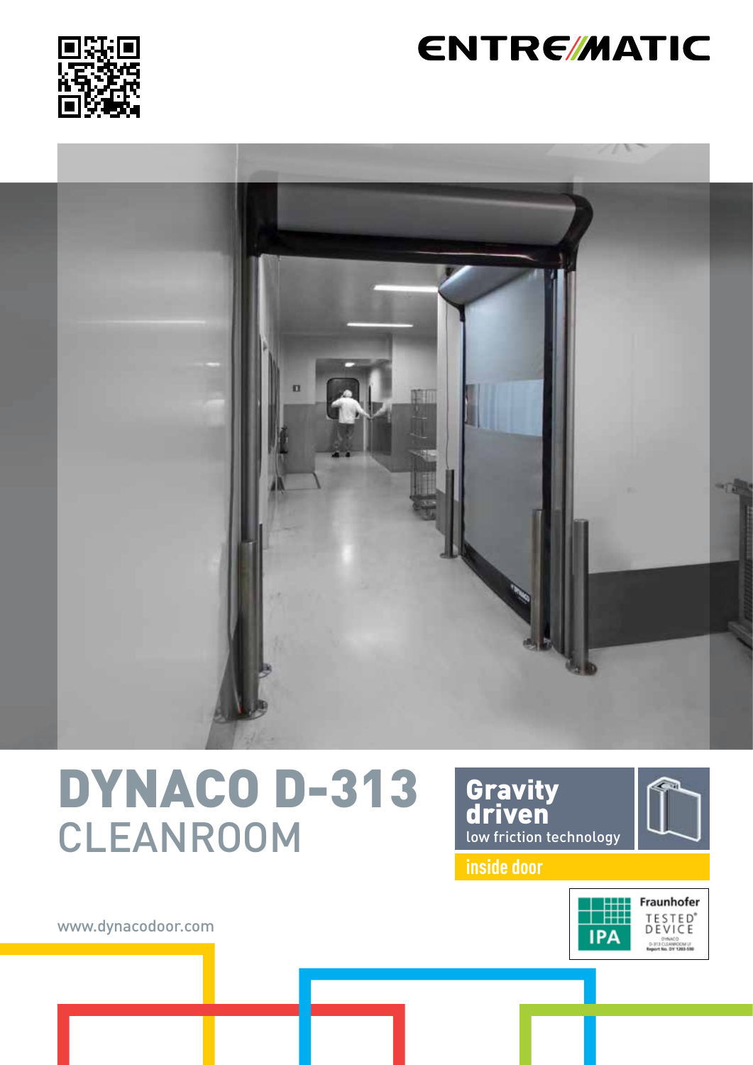ENTREMATIC

# DYNACO D-313
## CLEANROOM

**Gravity driven**
low friction technology

inside door

Fraunhofer IPA TESTED DEVICE
DYNACO D-313 CLEANROOM LF
Report No. DY 1203-590

www.dynacodoor.com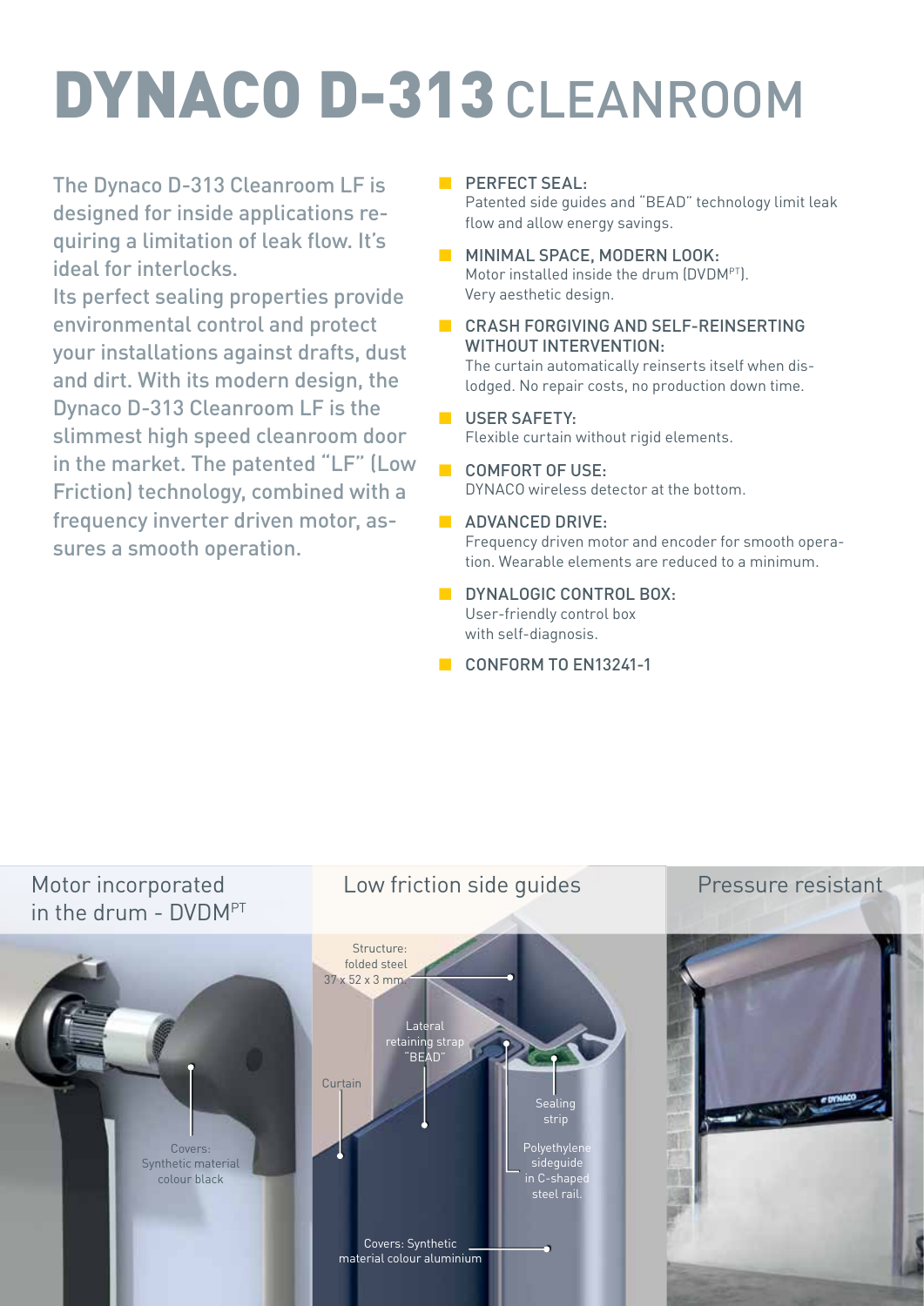# DYNACO D-313 CLEANROOM

The Dynaco D-313 Cleanroom LF is designed for inside applications requiring a limitation of leak flow. It's ideal for interlocks.
Its perfect sealing properties provide environmental control and protect your installations against drafts, dust and dirt. With its modern design, the Dynaco D-313 Cleanroom LF is the slimmest high speed cleanroom door in the market. The patented "LF" (Low Friction) technology, combined with a frequency inverter driven motor, assures a smooth operation.

- **PERFECT SEAL:**
  Patented side guides and "BEAD" technology limit leak flow and allow energy savings.
- **MINIMAL SPACE, MODERN LOOK:**
  Motor installed inside the drum (DVDM[PT]).
  Very aesthetic design.
- **CRASH FORGIVING AND SELF-REINSERTING WITHOUT INTERVENTION:**
  The curtain automatically reinserts itself when dislodged. No repair costs, no production down time.
- **USER SAFETY:**
  Flexible curtain without rigid elements.
- **COMFORT OF USE:**
  DYNACO wireless detector at the bottom.
- **ADVANCED DRIVE:**
  Frequency driven motor and encoder for smooth operation. Wearable elements are reduced to a minimum.
- **DYNALOGIC CONTROL BOX:**
  User-friendly control box
  with self-diagnosis.
- **CONFORM TO EN13241-1**

## Motor incorporated in the drum - DVDM[PT]

Covers: Synthetic material colour black

## Low friction side guides

Structure: folded steel 37 x 52 x 3 mm

Lateral retaining strap "BEAD"

Curtain

Sealing strip

Polyethylene sideguide in C-shaped steel rail.

Covers: Synthetic material colour aluminium

## Pressure resistant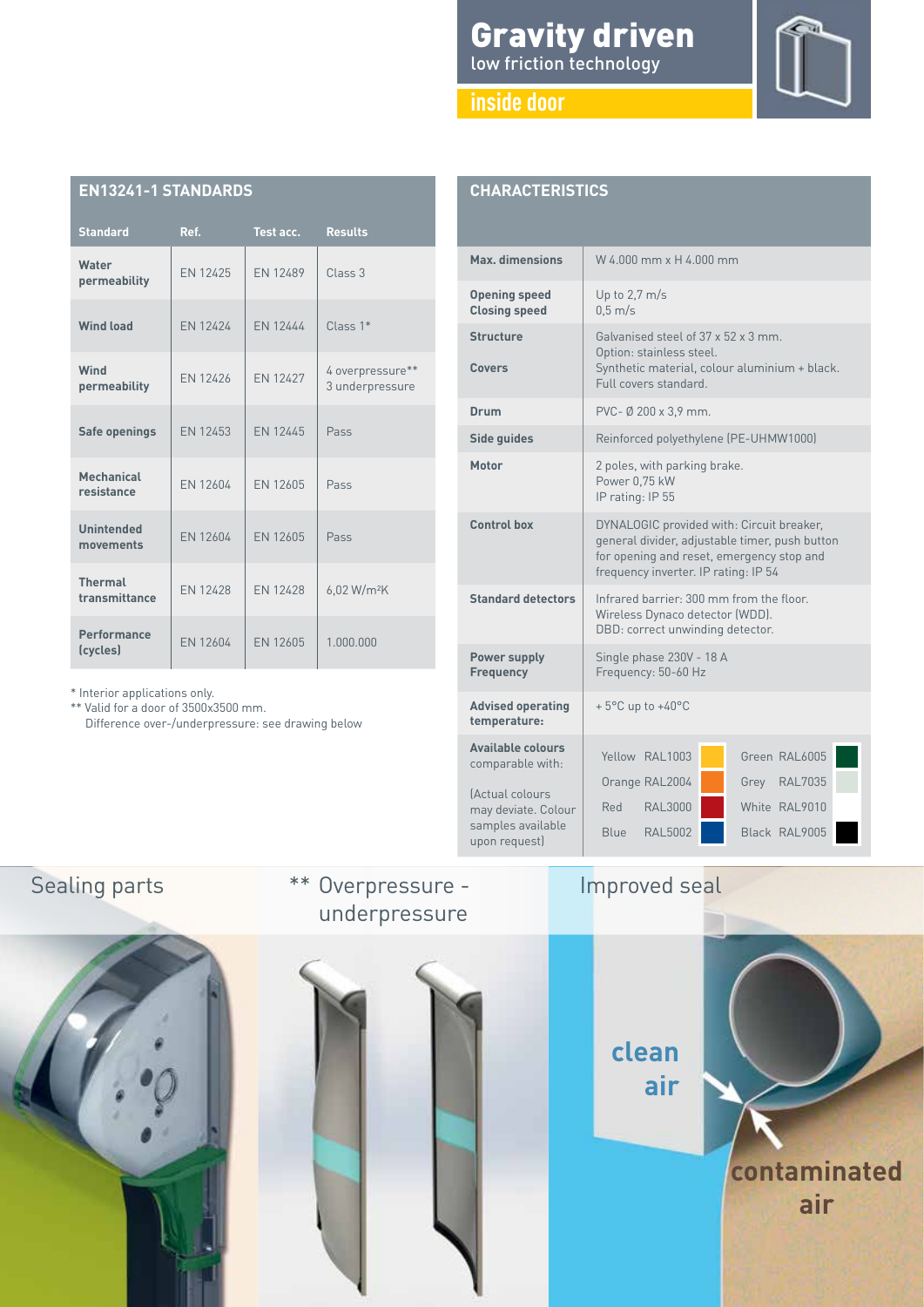# Gravity driven

low friction technology

## inside door

## EN13241-1 STANDARDS

| Standard | Ref. | Test acc. | Results |
|---|---|---|---|
| **Water permeability** | EN 12425 | EN 12489 | Class 3 |
| **Wind load** | EN 12424 | EN 12444 | Class 1* |
| **Wind permeability** | EN 12426 | EN 12427 | 4 overpressure** 3 underpressure |
| **Safe openings** | EN 12453 | EN 12445 | Pass |
| **Mechanical resistance** | EN 12604 | EN 12605 | Pass |
| **Unintended movements** | EN 12604 | EN 12605 | Pass |
| **Thermal transmittance** | EN 12428 | EN 12428 | 6,02 W/m²K |
| **Performance (cycles)** | EN 12604 | EN 12605 | 1.000.000 |

\* Interior applications only.
\** Valid for a door of 3500x3500 mm.
Difference over-/underpressure: see drawing below

## CHARACTERISTICS

| | |
|---|---|
| **Max. dimensions** | W 4.000 mm x H 4.000 mm |
| **Opening speed** / **Closing speed** | Up to 2,7 m/s / 0,5 m/s |
| **Structure** | Galvanised steel of 37 x 52 x 3 mm. Option: stainless steel. |
| **Covers** | Synthetic material, colour aluminium + black. Full covers standard. |
| **Drum** | PVC- Ø 200 x 3,9 mm. |
| **Side guides** | Reinforced polyethylene (PE-UHMW1000) |
| **Motor** | 2 poles, with parking brake. Power 0,75 kW IP rating: IP 55 |
| **Control box** | DYNALOGIC provided with: Circuit breaker, general divider, adjustable timer, push button for opening and reset, emergency stop and frequency inverter. IP rating: IP 54 |
| **Standard detectors** | Infrared barrier: 300 mm from the floor. Wireless Dynaco detector (WDD). DBD: correct unwinding detector. |
| **Power supply** / **Frequency** | Single phase 230V - 18 A / Frequency: 50-60 Hz |
| **Advised operating temperature:** | + 5°C up to +40°C |
| **Available colours** comparable with: (Actual colours may deviate. Colour samples available upon request) | Yellow RAL1003, Orange RAL2004, Red RAL3000, Blue RAL5002, Green RAL6005, Grey RAL7035, White RAL9010, Black RAL9005 |

Sealing parts

\** Overpressure - underpressure

Improved seal

clean air

contaminated air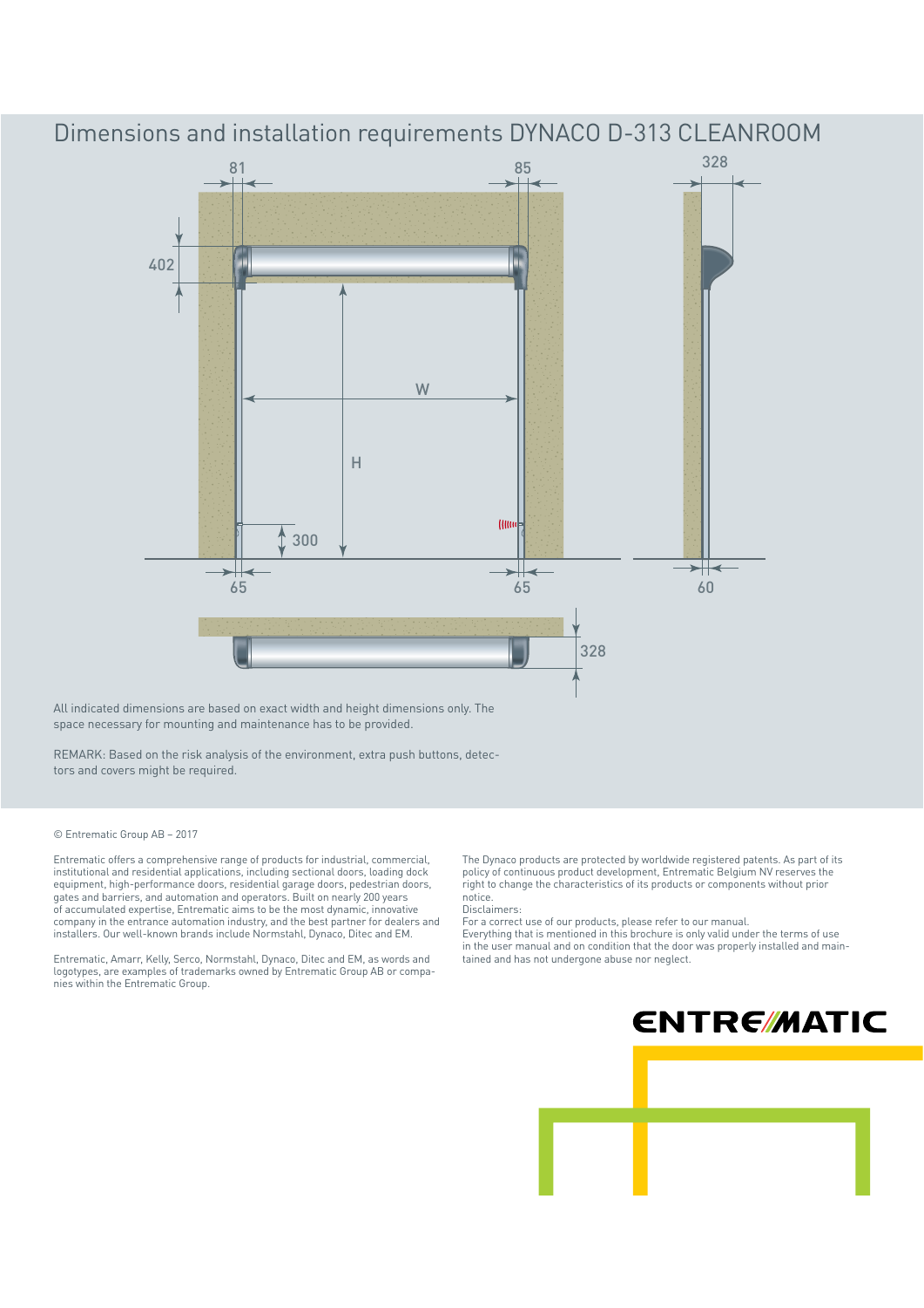# Dimensions and installation requirements DYNACO D-313 CLEANROOM

81
85
328
402
W
H
300
65
65
60
328

All indicated dimensions are based on exact width and height dimensions only. The space necessary for mounting and maintenance has to be provided.

REMARK: Based on the risk analysis of the environment, extra push buttons, detectors and covers might be required.

© Entrematic Group AB – 2017

Entrematic offers a comprehensive range of products for industrial, commercial, institutional and residential applications, including sectional doors, loading dock equipment, high-performance doors, residential garage doors, pedestrian doors, gates and barriers, and automation and operators. Built on nearly 200 years of accumulated expertise, Entrematic aims to be the most dynamic, innovative company in the entrance automation industry, and the best partner for dealers and installers. Our well-known brands include Normstahl, Dynaco, Ditec and EM.

Entrematic, Amarr, Kelly, Serco, Normstahl, Dynaco, Ditec and EM, as words and logotypes, are examples of trademarks owned by Entrematic Group AB or companies within the Entrematic Group.

The Dynaco products are protected by worldwide registered patents. As part of its policy of continuous product development, Entrematic Belgium NV reserves the right to change the characteristics of its products or components without prior notice.

Disclaimers:

For a correct use of our products, please refer to our manual.

Everything that is mentioned in this brochure is only valid under the terms of use in the user manual and on condition that the door was properly installed and maintained and has not undergone abuse nor neglect.

ENTREMATIC